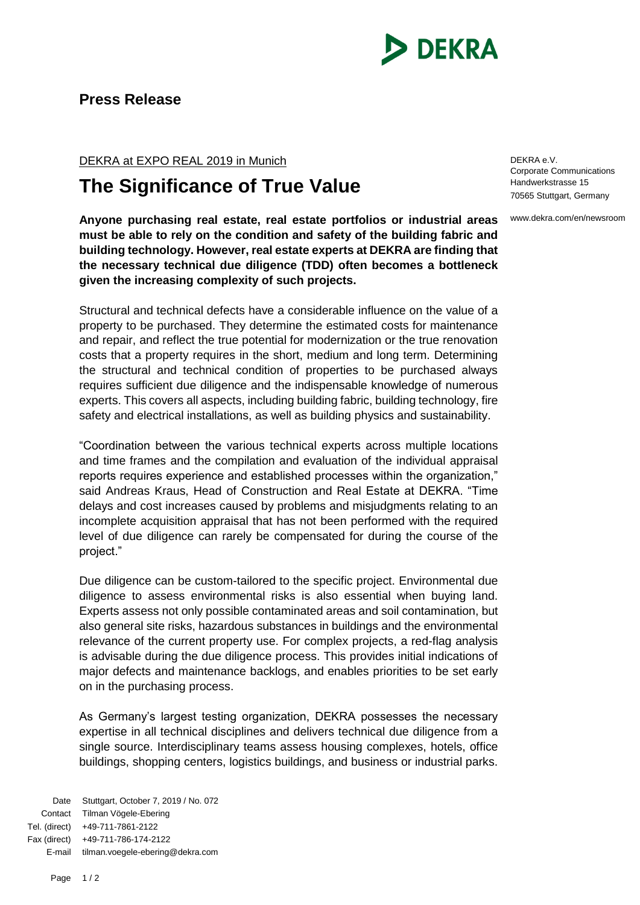**Press Release**

DEKRA e.V.
Corporate Communications
Handwerkstrasse 15
70565 Stuttgart, Germany

www.dekra.com/en/newsroom

DEKRA at EXPO REAL 2019 in Munich

# The Significance of True Value

**Anyone purchasing real estate, real estate portfolios or industrial areas must be able to rely on the condition and safety of the building fabric and building technology. However, real estate experts at DEKRA are finding that the necessary technical due diligence (TDD) often becomes a bottleneck given the increasing complexity of such projects.**

Structural and technical defects have a considerable influence on the value of a property to be purchased. They determine the estimated costs for maintenance and repair, and reflect the true potential for modernization or the true renovation costs that a property requires in the short, medium and long term. Determining the structural and technical condition of properties to be purchased always requires sufficient due diligence and the indispensable knowledge of numerous experts. This covers all aspects, including building fabric, building technology, fire safety and electrical installations, as well as building physics and sustainability.

"Coordination between the various technical experts across multiple locations and time frames and the compilation and evaluation of the individual appraisal reports requires experience and established processes within the organization," said Andreas Kraus, Head of Construction and Real Estate at DEKRA. "Time delays and cost increases caused by problems and misjudgments relating to an incomplete acquisition appraisal that has not been performed with the required level of due diligence can rarely be compensated for during the course of the project."

Due diligence can be custom-tailored to the specific project. Environmental due diligence to assess environmental risks is also essential when buying land. Experts assess not only possible contaminated areas and soil contamination, but also general site risks, hazardous substances in buildings and the environmental relevance of the current property use. For complex projects, a red-flag analysis is advisable during the due diligence process. This provides initial indications of major defects and maintenance backlogs, and enables priorities to be set early on in the purchasing process.

As Germany's largest testing organization, DEKRA possesses the necessary expertise in all technical disciplines and delivers technical due diligence from a single source. Interdisciplinary teams assess housing complexes, hotels, office buildings, shopping centers, logistics buildings, and business or industrial parks.

Date: Stuttgart, October 7, 2019 / No. 072
Contact: Tilman Vögele-Ebering
Tel. (direct): +49-711-7861-2122
Fax (direct): +49-711-786-174-2122
E-mail: tilman.voegele-ebering@dekra.com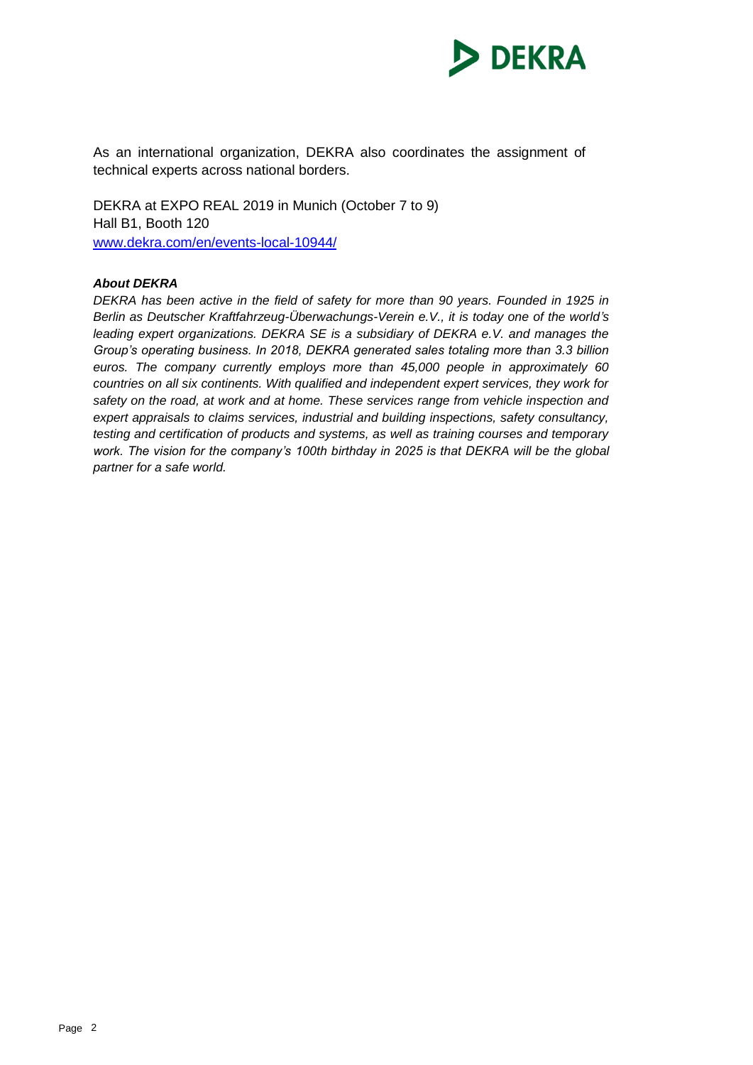As an international organization, DEKRA also coordinates the assignment of technical experts across national borders.

DEKRA at EXPO REAL 2019 in Munich (October 7 to 9)
Hall B1, Booth 120
[www.dekra.com/en/events-local-10944/](www.dekra.com/en/events-local-10944/)

***About DEKRA***

*DEKRA has been active in the field of safety for more than 90 years. Founded in 1925 in Berlin as Deutscher Kraftfahrzeug-Überwachungs-Verein e.V., it is today one of the world's leading expert organizations. DEKRA SE is a subsidiary of DEKRA e.V. and manages the Group's operating business. In 2018, DEKRA generated sales totaling more than 3.3 billion euros. The company currently employs more than 45,000 people in approximately 60 countries on all six continents. With qualified and independent expert services, they work for safety on the road, at work and at home. These services range from vehicle inspection and expert appraisals to claims services, industrial and building inspections, safety consultancy, testing and certification of products and systems, as well as training courses and temporary work. The vision for the company's 100th birthday in 2025 is that DEKRA will be the global partner for a safe world.*